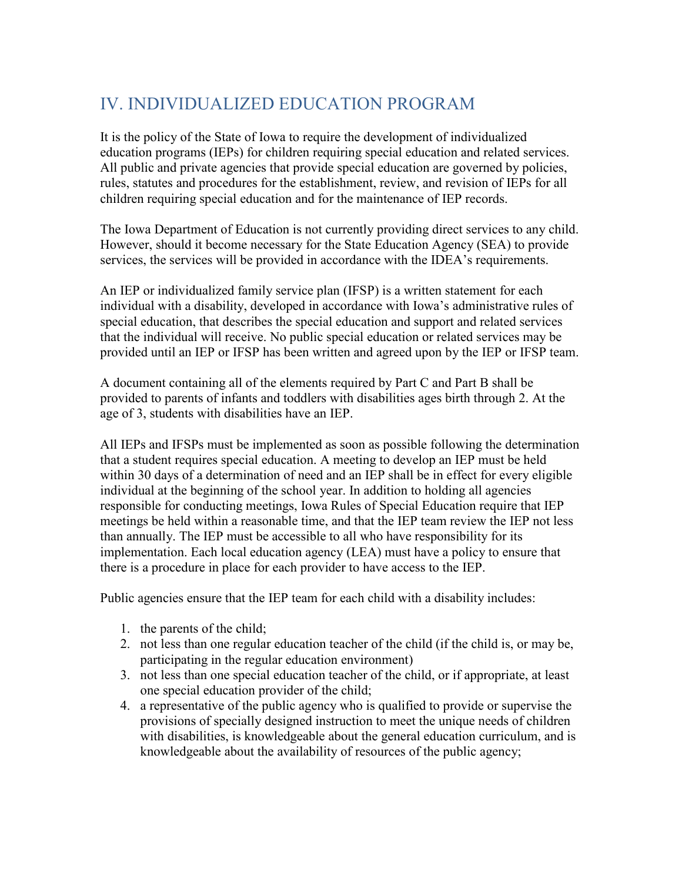# IV. INDIVIDUALIZED EDUCATION PROGRAM

It is the policy of the State of Iowa to require the development of individualized education programs (IEPs) for children requiring special education and related services. All public and private agencies that provide special education are governed by policies, rules, statutes and procedures for the establishment, review, and revision of IEPs for all children requiring special education and for the maintenance of IEP records.

The Iowa Department of Education is not currently providing direct services to any child. However, should it become necessary for the State Education Agency (SEA) to provide services, the services will be provided in accordance with the IDEA's requirements.

An IEP or individualized family service plan (IFSP) is a written statement for each individual with a disability, developed in accordance with Iowa's administrative rules of special education, that describes the special education and support and related services that the individual will receive. No public special education or related services may be provided until an IEP or IFSP has been written and agreed upon by the IEP or IFSP team.

A document containing all of the elements required by Part C and Part B shall be provided to parents of infants and toddlers with disabilities ages birth through 2. At the age of 3, students with disabilities have an IEP.

All IEPs and IFSPs must be implemented as soon as possible following the determination that a student requires special education. A meeting to develop an IEP must be held within 30 days of a determination of need and an IEP shall be in effect for every eligible individual at the beginning of the school year. In addition to holding all agencies responsible for conducting meetings, Iowa Rules of Special Education require that IEP meetings be held within a reasonable time, and that the IEP team review the IEP not less than annually. The IEP must be accessible to all who have responsibility for its implementation. Each local education agency (LEA) must have a policy to ensure that there is a procedure in place for each provider to have access to the IEP.

Public agencies ensure that the IEP team for each child with a disability includes:

1. the parents of the child;
2. not less than one regular education teacher of the child (if the child is, or may be, participating in the regular education environment)
3. not less than one special education teacher of the child, or if appropriate, at least one special education provider of the child;
4. a representative of the public agency who is qualified to provide or supervise the provisions of specially designed instruction to meet the unique needs of children with disabilities, is knowledgeable about the general education curriculum, and is knowledgeable about the availability of resources of the public agency;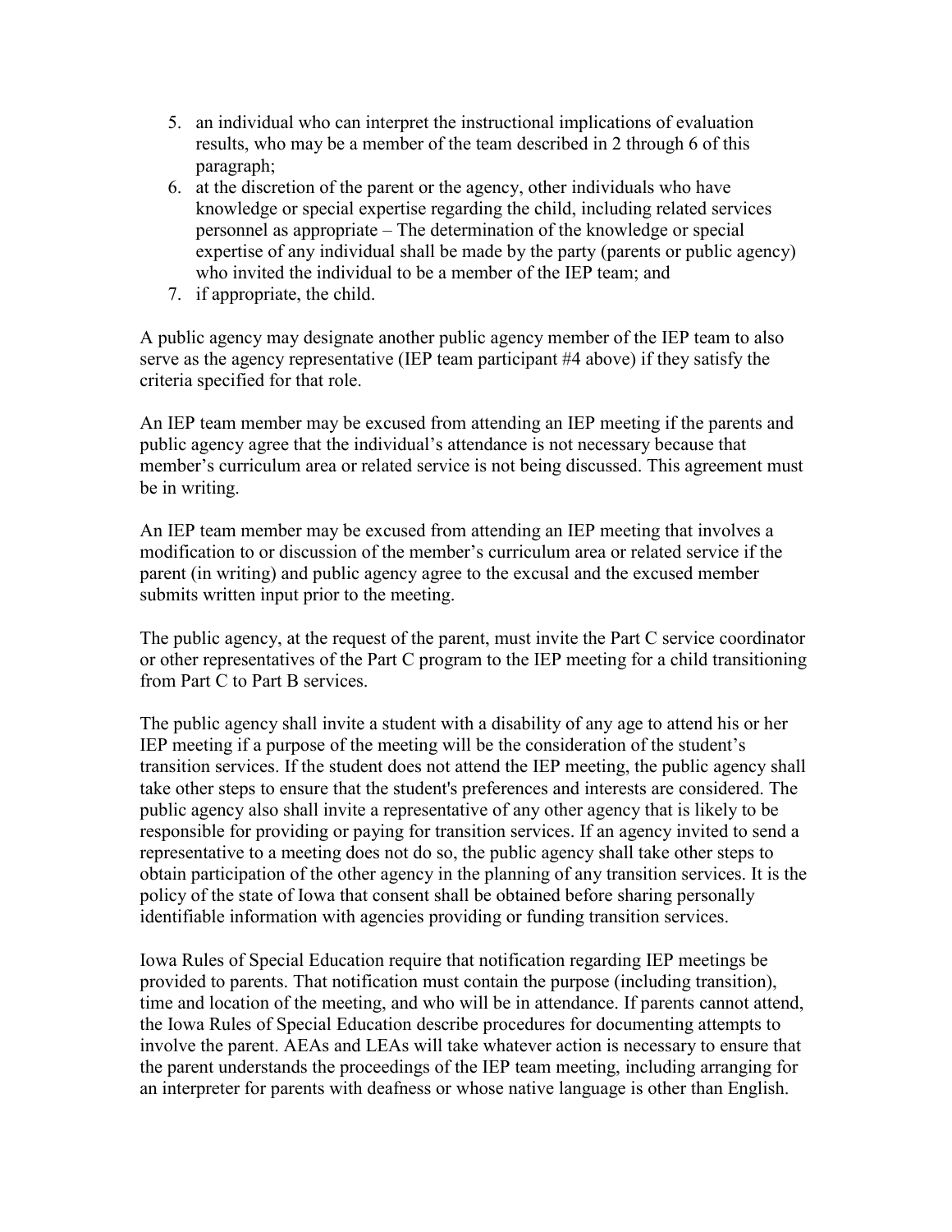5. an individual who can interpret the instructional implications of evaluation results, who may be a member of the team described in 2 through 6 of this paragraph;
6. at the discretion of the parent or the agency, other individuals who have knowledge or special expertise regarding the child, including related services personnel as appropriate – The determination of the knowledge or special expertise of any individual shall be made by the party (parents or public agency) who invited the individual to be a member of the IEP team; and
7. if appropriate, the child.

A public agency may designate another public agency member of the IEP team to also serve as the agency representative (IEP team participant #4 above) if they satisfy the criteria specified for that role.

An IEP team member may be excused from attending an IEP meeting if the parents and public agency agree that the individual's attendance is not necessary because that member's curriculum area or related service is not being discussed. This agreement must be in writing.

An IEP team member may be excused from attending an IEP meeting that involves a modification to or discussion of the member's curriculum area or related service if the parent (in writing) and public agency agree to the excusal and the excused member submits written input prior to the meeting.

The public agency, at the request of the parent, must invite the Part C service coordinator or other representatives of the Part C program to the IEP meeting for a child transitioning from Part C to Part B services.

The public agency shall invite a student with a disability of any age to attend his or her IEP meeting if a purpose of the meeting will be the consideration of the student's transition services. If the student does not attend the IEP meeting, the public agency shall take other steps to ensure that the student's preferences and interests are considered. The public agency also shall invite a representative of any other agency that is likely to be responsible for providing or paying for transition services. If an agency invited to send a representative to a meeting does not do so, the public agency shall take other steps to obtain participation of the other agency in the planning of any transition services. It is the policy of the state of Iowa that consent shall be obtained before sharing personally identifiable information with agencies providing or funding transition services.

Iowa Rules of Special Education require that notification regarding IEP meetings be provided to parents. That notification must contain the purpose (including transition), time and location of the meeting, and who will be in attendance. If parents cannot attend, the Iowa Rules of Special Education describe procedures for documenting attempts to involve the parent. AEAs and LEAs will take whatever action is necessary to ensure that the parent understands the proceedings of the IEP team meeting, including arranging for an interpreter for parents with deafness or whose native language is other than English.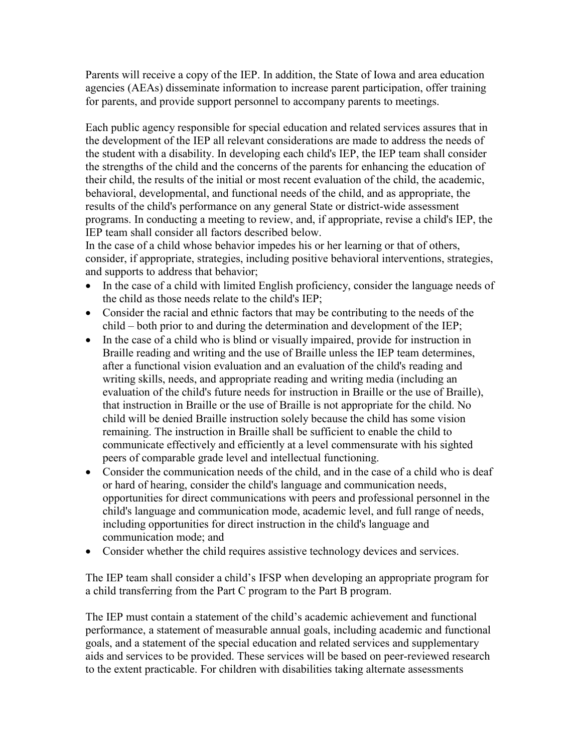Parents will receive a copy of the IEP. In addition, the State of Iowa and area education agencies (AEAs) disseminate information to increase parent participation, offer training for parents, and provide support personnel to accompany parents to meetings.

Each public agency responsible for special education and related services assures that in the development of the IEP all relevant considerations are made to address the needs of the student with a disability. In developing each child's IEP, the IEP team shall consider the strengths of the child and the concerns of the parents for enhancing the education of their child, the results of the initial or most recent evaluation of the child, the academic, behavioral, developmental, and functional needs of the child, and as appropriate, the results of the child's performance on any general State or district-wide assessment programs. In conducting a meeting to review, and, if appropriate, revise a child's IEP, the IEP team shall consider all factors described below.
In the case of a child whose behavior impedes his or her learning or that of others, consider, if appropriate, strategies, including positive behavioral interventions, strategies, and supports to address that behavior;

- In the case of a child with limited English proficiency, consider the language needs of the child as those needs relate to the child's IEP;
- Consider the racial and ethnic factors that may be contributing to the needs of the child – both prior to and during the determination and development of the IEP;
- In the case of a child who is blind or visually impaired, provide for instruction in Braille reading and writing and the use of Braille unless the IEP team determines, after a functional vision evaluation and an evaluation of the child's reading and writing skills, needs, and appropriate reading and writing media (including an evaluation of the child's future needs for instruction in Braille or the use of Braille), that instruction in Braille or the use of Braille is not appropriate for the child. No child will be denied Braille instruction solely because the child has some vision remaining. The instruction in Braille shall be sufficient to enable the child to communicate effectively and efficiently at a level commensurate with his sighted peers of comparable grade level and intellectual functioning.
- Consider the communication needs of the child, and in the case of a child who is deaf or hard of hearing, consider the child's language and communication needs, opportunities for direct communications with peers and professional personnel in the child's language and communication mode, academic level, and full range of needs, including opportunities for direct instruction in the child's language and communication mode; and
- Consider whether the child requires assistive technology devices and services.

The IEP team shall consider a child's IFSP when developing an appropriate program for a child transferring from the Part C program to the Part B program.

The IEP must contain a statement of the child's academic achievement and functional performance, a statement of measurable annual goals, including academic and functional goals, and a statement of the special education and related services and supplementary aids and services to be provided. These services will be based on peer-reviewed research to the extent practicable. For children with disabilities taking alternate assessments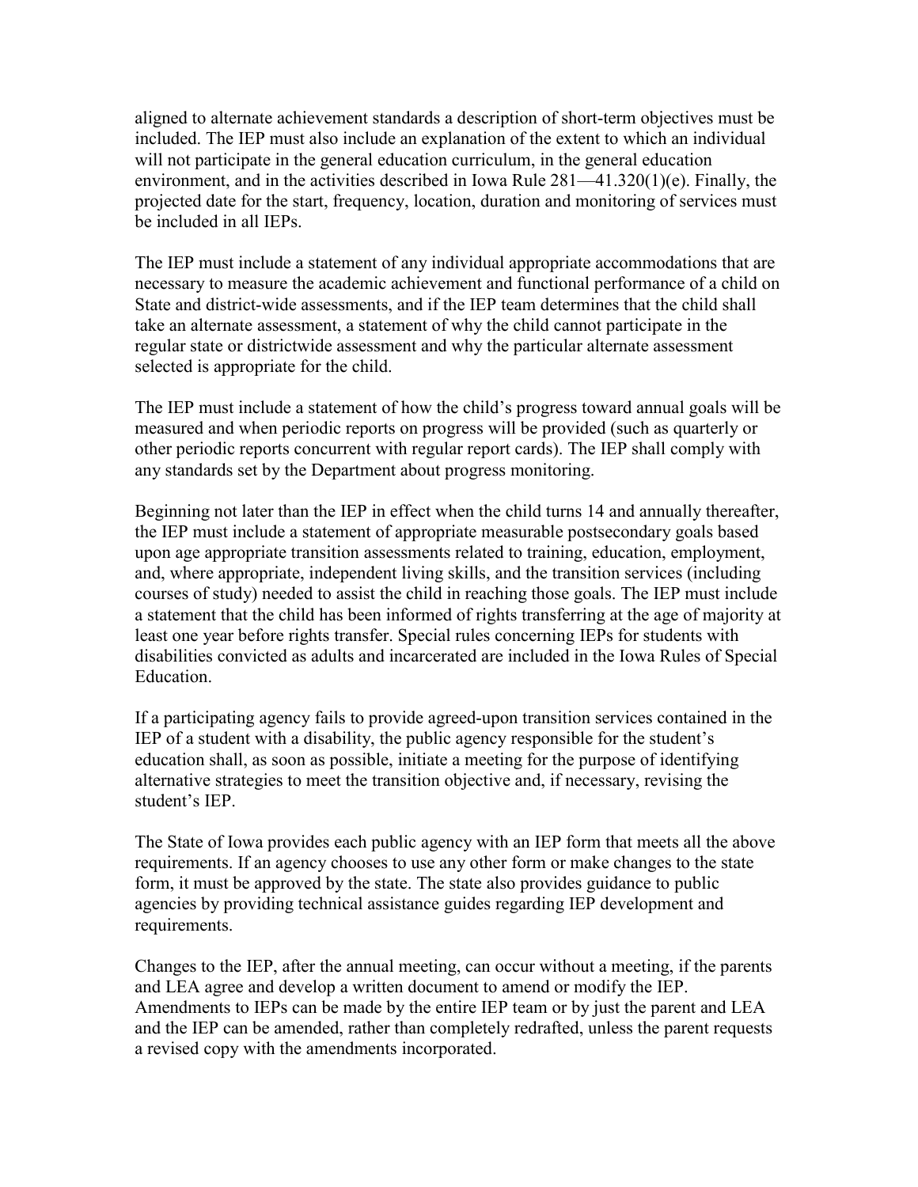aligned to alternate achievement standards a description of short-term objectives must be included. The IEP must also include an explanation of the extent to which an individual will not participate in the general education curriculum, in the general education environment, and in the activities described in Iowa Rule 281—41.320(1)(e). Finally, the projected date for the start, frequency, location, duration and monitoring of services must be included in all IEPs.

The IEP must include a statement of any individual appropriate accommodations that are necessary to measure the academic achievement and functional performance of a child on State and district-wide assessments, and if the IEP team determines that the child shall take an alternate assessment, a statement of why the child cannot participate in the regular state or districtwide assessment and why the particular alternate assessment selected is appropriate for the child.

The IEP must include a statement of how the child's progress toward annual goals will be measured and when periodic reports on progress will be provided (such as quarterly or other periodic reports concurrent with regular report cards). The IEP shall comply with any standards set by the Department about progress monitoring.

Beginning not later than the IEP in effect when the child turns 14 and annually thereafter, the IEP must include a statement of appropriate measurable postsecondary goals based upon age appropriate transition assessments related to training, education, employment, and, where appropriate, independent living skills, and the transition services (including courses of study) needed to assist the child in reaching those goals. The IEP must include a statement that the child has been informed of rights transferring at the age of majority at least one year before rights transfer. Special rules concerning IEPs for students with disabilities convicted as adults and incarcerated are included in the Iowa Rules of Special Education.

If a participating agency fails to provide agreed-upon transition services contained in the IEP of a student with a disability, the public agency responsible for the student's education shall, as soon as possible, initiate a meeting for the purpose of identifying alternative strategies to meet the transition objective and, if necessary, revising the student's IEP.

The State of Iowa provides each public agency with an IEP form that meets all the above requirements. If an agency chooses to use any other form or make changes to the state form, it must be approved by the state. The state also provides guidance to public agencies by providing technical assistance guides regarding IEP development and requirements.

Changes to the IEP, after the annual meeting, can occur without a meeting, if the parents and LEA agree and develop a written document to amend or modify the IEP. Amendments to IEPs can be made by the entire IEP team or by just the parent and LEA and the IEP can be amended, rather than completely redrafted, unless the parent requests a revised copy with the amendments incorporated.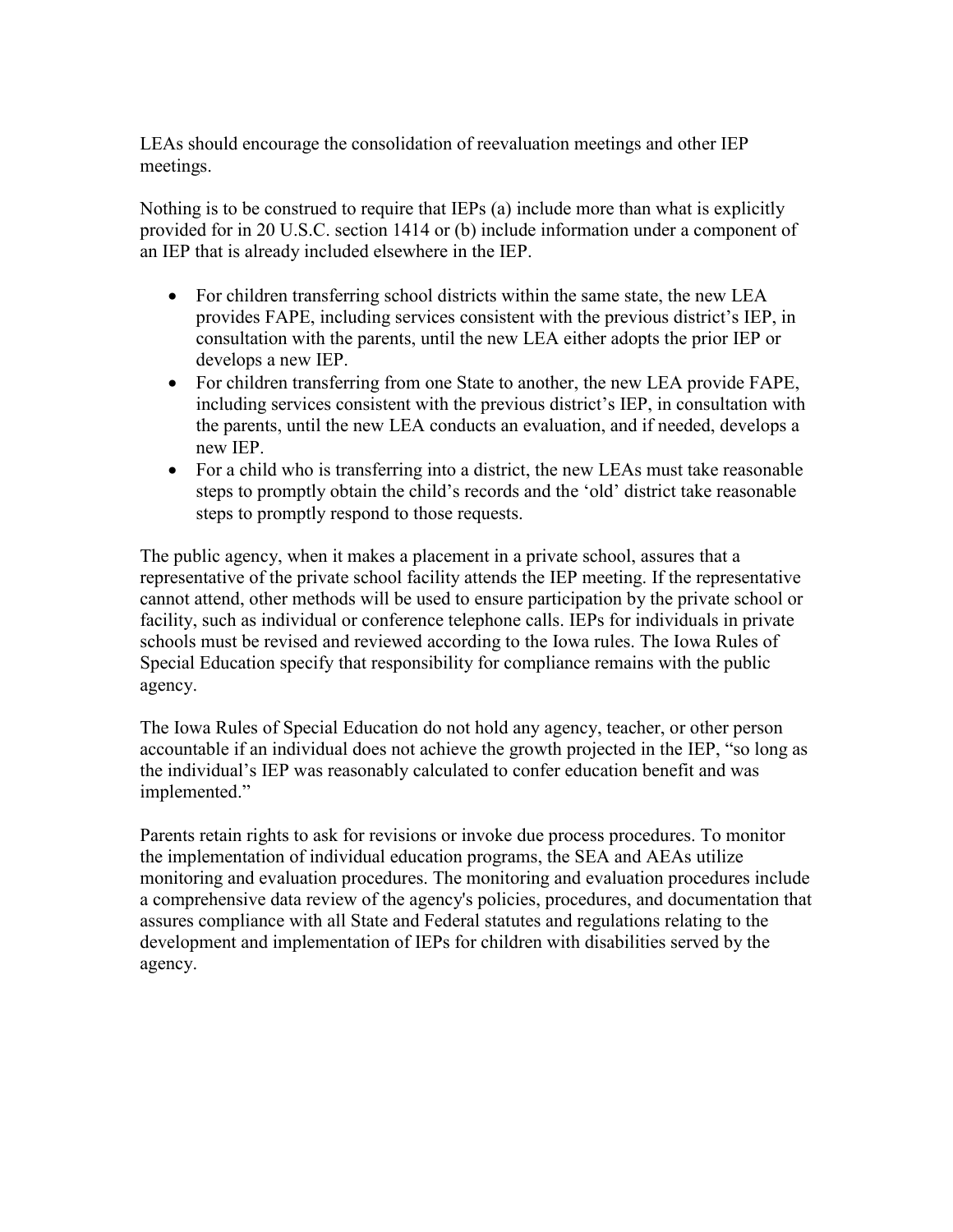LEAs should encourage the consolidation of reevaluation meetings and other IEP meetings.

Nothing is to be construed to require that IEPs (a) include more than what is explicitly provided for in 20 U.S.C. section 1414 or (b) include information under a component of an IEP that is already included elsewhere in the IEP.

- For children transferring school districts within the same state, the new LEA provides FAPE, including services consistent with the previous district's IEP, in consultation with the parents, until the new LEA either adopts the prior IEP or develops a new IEP.
- For children transferring from one State to another, the new LEA provide FAPE, including services consistent with the previous district's IEP, in consultation with the parents, until the new LEA conducts an evaluation, and if needed, develops a new IEP.
- For a child who is transferring into a district, the new LEAs must take reasonable steps to promptly obtain the child's records and the 'old' district take reasonable steps to promptly respond to those requests.

The public agency, when it makes a placement in a private school, assures that a representative of the private school facility attends the IEP meeting. If the representative cannot attend, other methods will be used to ensure participation by the private school or facility, such as individual or conference telephone calls. IEPs for individuals in private schools must be revised and reviewed according to the Iowa rules. The Iowa Rules of Special Education specify that responsibility for compliance remains with the public agency.

The Iowa Rules of Special Education do not hold any agency, teacher, or other person accountable if an individual does not achieve the growth projected in the IEP, "so long as the individual's IEP was reasonably calculated to confer education benefit and was implemented."

Parents retain rights to ask for revisions or invoke due process procedures. To monitor the implementation of individual education programs, the SEA and AEAs utilize monitoring and evaluation procedures. The monitoring and evaluation procedures include a comprehensive data review of the agency's policies, procedures, and documentation that assures compliance with all State and Federal statutes and regulations relating to the development and implementation of IEPs for children with disabilities served by the agency.